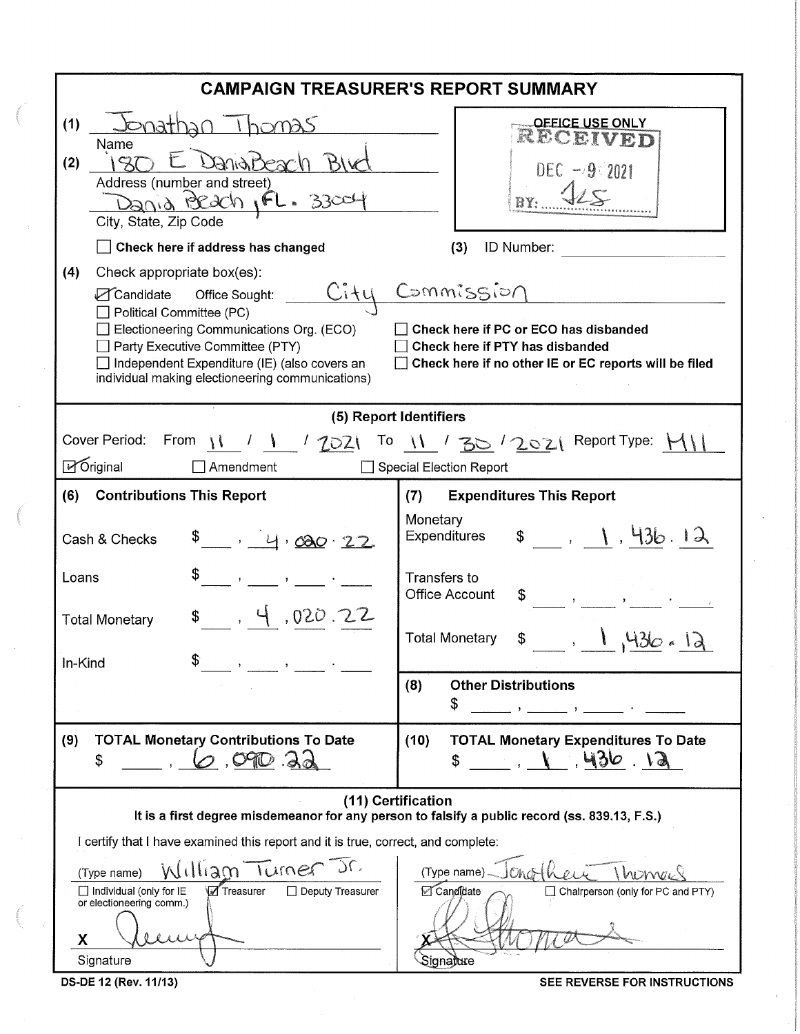# CAMPAIGN TREASURER'S REPORT SUMMARY

**(1)** Jonathan Thomas
Name

**(2)** 180 E Dania Beach Blvd
Address (number and street)
Dania Beach, FL. 33004
City, State, Zip Code

☐ **Check here if address has changed**

OFFICE USE ONLY
RECEIVED
DEC - 9 2021
BY: JLS

**(3)** ID Number:

**(4)** Check appropriate box(es):

☑ Candidate  Office Sought: City Commission
☐ Political Committee (PC)
☐ Electioneering Communications Org. (ECO)
☐ Party Executive Committee (PTY)
☐ Independent Expenditure (IE) (also covers an individual making electioneering communications)

☐ **Check here if PC or ECO has disbanded**
☐ **Check here if PTY has disbanded**
☐ **Check here if no other IE or EC reports will be filed**

## (5) Report Identifiers

Cover Period: From 11 / 1 / 2021 To 11 / 30 / 2021 Report Type: M11

☑ Original ☐ Amendment ☐ Special Election Report

| **(6) Contributions This Report** | | **(7) Expenditures This Report** | |
|---|---|---|---|
| Cash & Checks | $ 4,020.22 | Monetary Expenditures | $ 1,436.12 |
| Loans | $ | Transfers to Office Account | $ |
| Total Monetary | $ 4,020.22 | Total Monetary | $ 1,436.12 |
| In-Kind | $ | **(8) Other Distributions** | $ |

| **(9) TOTAL Monetary Contributions To Date** | **(10) TOTAL Monetary Expenditures To Date** |
|---|---|
| $ 6,090.22 | $ 1,436.12 |

## (11) Certification

**It is a first degree misdemeanor for any person to falsify a public record (ss. 839.13, F.S.)**

I certify that I have examined this report and it is true, correct, and complete:

(Type name) William Turner Jr.
☐ Individual (only for IE or electioneering comm.) ☑ Treasurer ☐ Deputy Treasurer

X [signature]
Signature

(Type name) Jonathan Thomas
☑ Candidate ☐ Chairperson (only for PC and PTY)

X [signature]
Signature

DS-DE 12 (Rev. 11/13)

SEE REVERSE FOR INSTRUCTIONS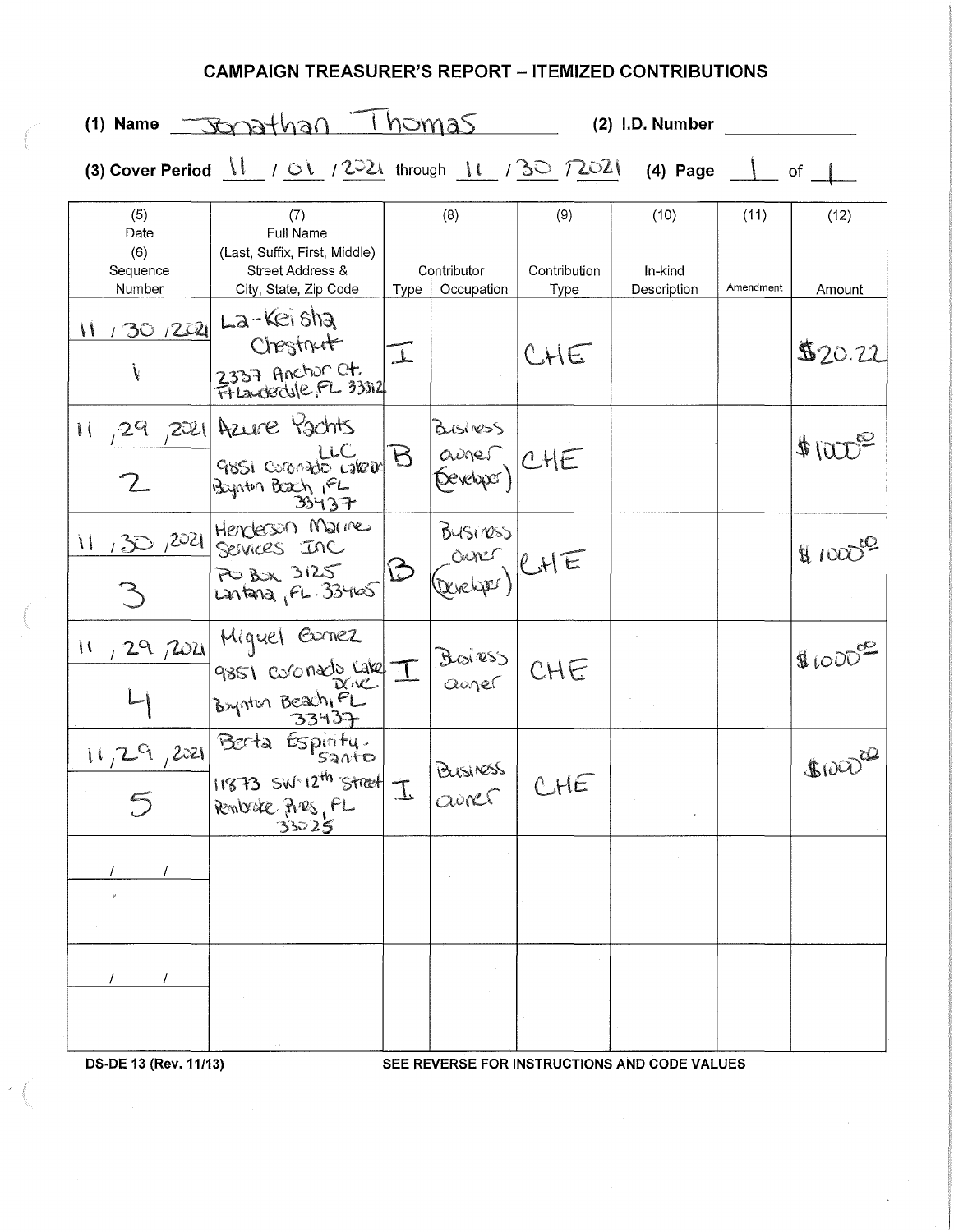## CAMPAIGN TREASURER'S REPORT – ITEMIZED CONTRIBUTIONS

**(1) Name** Jonathan Thomas **(2) I.D. Number** ______

**(3) Cover Period** 11 / 01 / 2021 through 11 / 30 / 2021 **(4) Page** 1 of 1

| (5) Date / (6) Sequence Number | (7) Full Name (Last, Suffix, First, Middle) Street Address & City, State, Zip Code | (8) Contributor Type | (8) Contributor Occupation | (9) Contribution Type | (10) In-kind Description | (11) Amendment | (12) Amount |
|---|---|---|---|---|---|---|---|
| 11 / 30 / 2021<br>1 | La-Keisha Chestnut<br>2337 Anchor Ct.<br>Ft Lauderdale, FL 33312 | I | | CHE | | | $20.22 |
| 11 / 29 / 2021<br>2 | Azure Yachts LLC<br>9851 Coronado Lake Dr<br>Boynton Beach, FL 33437 | B | Business owner (Developer) | CHE | | | $1000.00 |
| 11 / 30 / 2021<br>3 | Henderson Marine Services Inc<br>PO Box 3125<br>Lantana, FL 33465 | B | Business owner (Developer) | CHE | | | $1000.00 |
| 11 / 29 / 2021<br>4 | Miguel Gomez<br>9851 Coronado Lake Drive<br>Boynton Beach, FL 33437 | I | Business owner | CHE | | | $1000.00 |
| 11 / 29 / 2021<br>5 | Berta Espirity-Santo<br>11873 SW 12th Street<br>Pembroke Pines, FL 33025 | I | Business owner | CHE | | | $1000.00 |
| / / | | | | | | | |
| / / | | | | | | | |

DS-DE 13 (Rev. 11/13) SEE REVERSE FOR INSTRUCTIONS AND CODE VALUES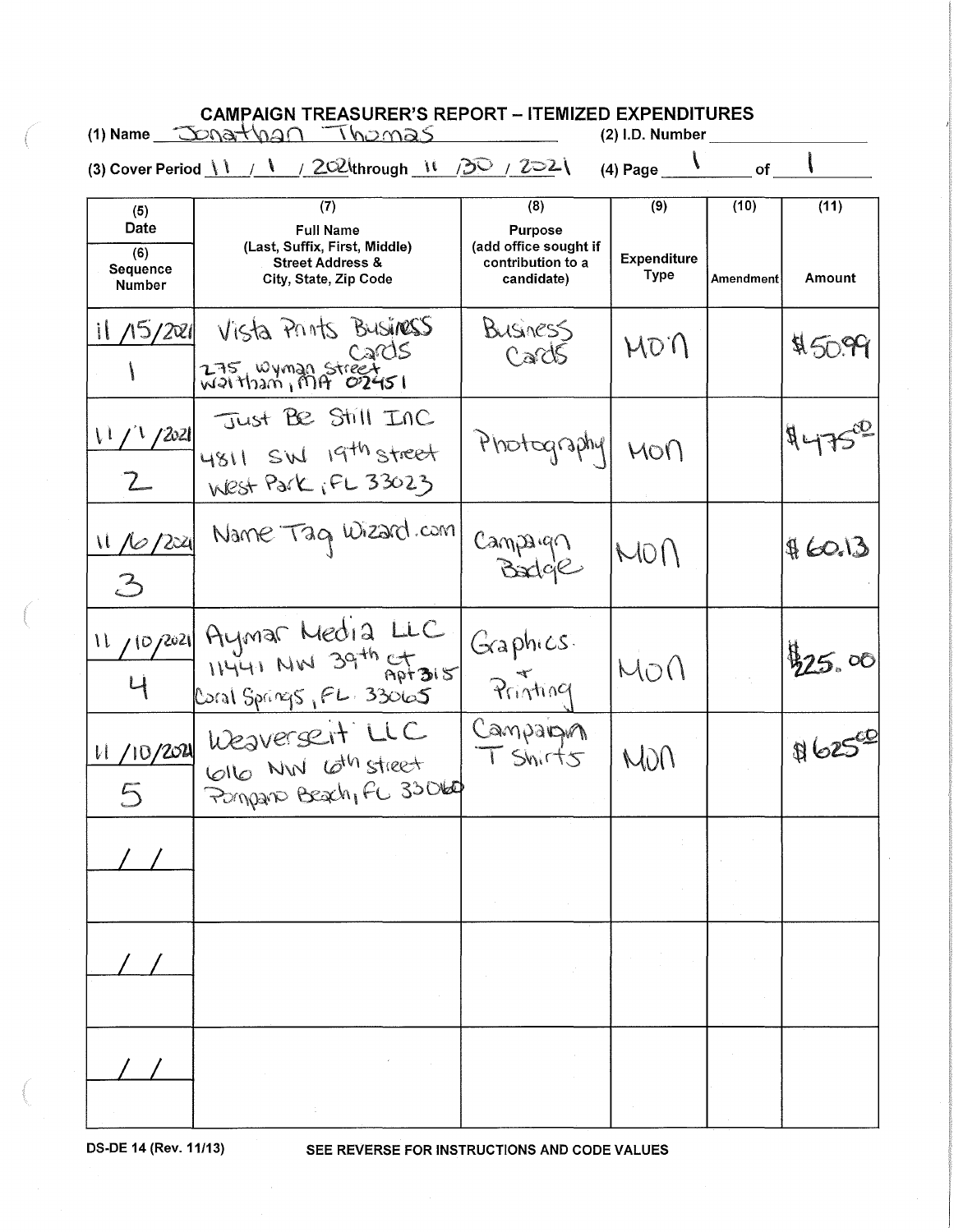# CAMPAIGN TREASURER'S REPORT – ITEMIZED EXPENDITURES

(1) Name Jonathan Thomas (2) I.D. Number

(3) Cover Period 11 / 1 / 2021 through 11 / 30 / 2021 (4) Page 1 of 1

| (5) Date / (6) Sequence Number | (7) Full Name (Last, Suffix, First, Middle) Street Address & City, State, Zip Code | (8) Purpose (add office sought if contribution to a candidate) | (9) Expenditure Type | (10) Amendment | (11) Amount |
|---|---|---|---|---|---|
| 11/15/2021 1 | Vista Prints Business Cards 275 Wyman Street Waltham, MA 02451 | Business Cards | MON | | $50.99 |
| 11/1/2021 2 | Just Be Still INC 4811 SW 19th street West Park, FL 33023 | Photography | MON | | $475.00 |
| 11/6/2021 3 | Name Tag Wizard.com | Campaign Badge | MON | | $60.13 |
| 11/10/2021 4 | Aymar Media LLC 11441 NW 39th ct Apt 315 Coral Springs, FL 33065 | Graphics + Printing | MON | | $225.00 |
| 11/10/2021 5 | Weaverseit LLC 616 NW 6th street Pompano Beach, FL 33060 | Campaign T Shirts | MON | | $625.00 |
| / / | | | | | |
| / / | | | | | |
| / / | | | | | |

DS-DE 14 (Rev. 11/13) SEE REVERSE FOR INSTRUCTIONS AND CODE VALUES